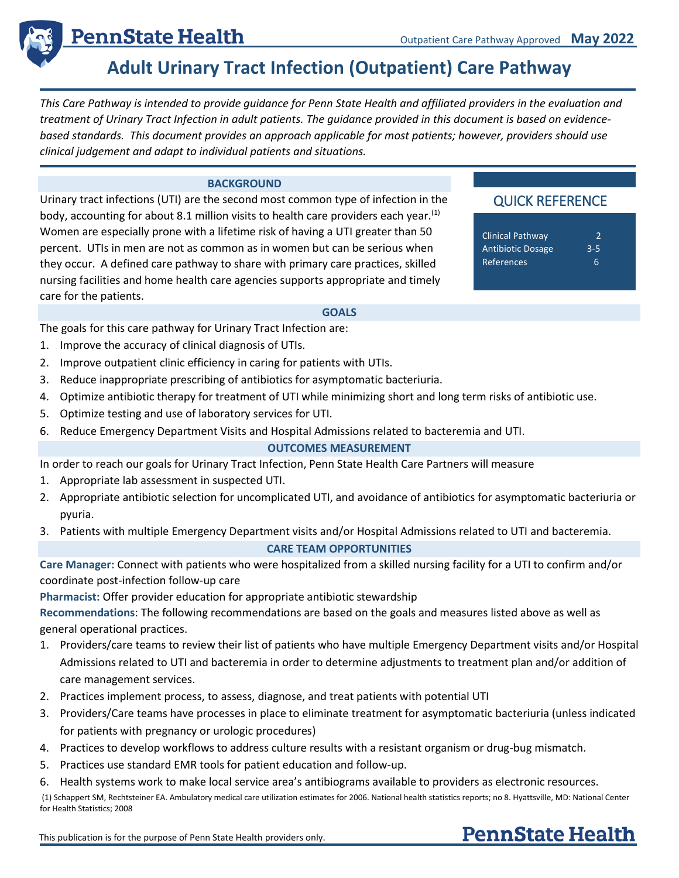PennState Health

Outpatient Care Pathway Approved **May 2022**

# Adult Urinary Tract Infection (Outpatient) Care Pathway

*This Care Pathway is intended to provide guidance for Penn State Health and affiliated providers in the evaluation and treatment of Urinary Tract Infection in adult patients. The guidance provided in this document is based on evidence-based standards. This document provides an approach applicable for most patients; however, providers should use clinical judgement and adapt to individual patients and situations.*

## BACKGROUND

Urinary tract infections (UTI) are the second most common type of infection in the body, accounting for about 8.1 million visits to health care providers each year.[1] Women are especially prone with a lifetime risk of having a UTI greater than 50 percent. UTIs in men are not as common as in women but can be serious when they occur. A defined care pathway to share with primary care practices, skilled nursing facilities and home health care agencies supports appropriate and timely care for the patients.

## QUICK REFERENCE

| | |
|---|---|
| Clinical Pathway | 2 |
| Antibiotic Dosage | 3-5 |
| References | 6 |

## GOALS

The goals for this care pathway for Urinary Tract Infection are:

1. Improve the accuracy of clinical diagnosis of UTIs.
2. Improve outpatient clinic efficiency in caring for patients with UTIs.
3. Reduce inappropriate prescribing of antibiotics for asymptomatic bacteriuria.
4. Optimize antibiotic therapy for treatment of UTI while minimizing short and long term risks of antibiotic use.
5. Optimize testing and use of laboratory services for UTI.
6. Reduce Emergency Department Visits and Hospital Admissions related to bacteremia and UTI.

## OUTCOMES MEASUREMENT

In order to reach our goals for Urinary Tract Infection, Penn State Health Care Partners will measure

1. Appropriate lab assessment in suspected UTI.
2. Appropriate antibiotic selection for uncomplicated UTI, and avoidance of antibiotics for asymptomatic bacteriuria or pyuria.
3. Patients with multiple Emergency Department visits and/or Hospital Admissions related to UTI and bacteremia.

## CARE TEAM OPPORTUNITIES

**Care Manager:** Connect with patients who were hospitalized from a skilled nursing facility for a UTI to confirm and/or coordinate post-infection follow-up care

**Pharmacist:** Offer provider education for appropriate antibiotic stewardship

**Recommendations**: The following recommendations are based on the goals and measures listed above as well as general operational practices.

1. Providers/care teams to review their list of patients who have multiple Emergency Department visits and/or Hospital Admissions related to UTI and bacteremia in order to determine adjustments to treatment plan and/or addition of care management services.
2. Practices implement process, to assess, diagnose, and treat patients with potential UTI
3. Providers/Care teams have processes in place to eliminate treatment for asymptomatic bacteriuria (unless indicated for patients with pregnancy or urologic procedures)
4. Practices to develop workflows to address culture results with a resistant organism or drug-bug mismatch.
5. Practices use standard EMR tools for patient education and follow-up.
6. Health systems work to make local service area's antibiograms available to providers as electronic resources.

(1) Schappert SM, Rechtsteiner EA. Ambulatory medical care utilization estimates for 2006. National health statistics reports; no 8. Hyattsville, MD: National Center for Health Statistics; 2008

This publication is for the purpose of Penn State Health providers only.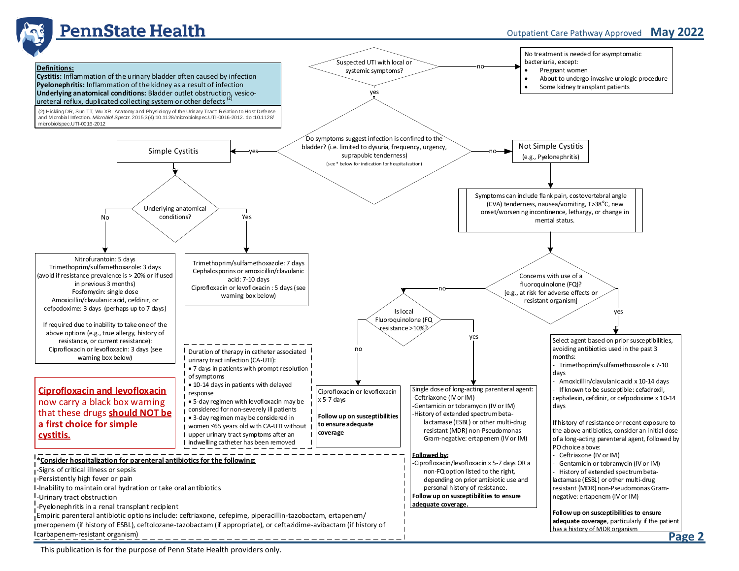**Definitions:**
**Cystitis:** Inflammation of the urinary bladder often caused by infection
**Pyelonephritis:** Inflammation of the kidney as a result of infection
**Underlying anatomical conditions:** Bladder outlet obstruction, vesico-ureteral reflux, duplicated collecting system or other defects [2]

(2) Hickling DR, Sun TT, Wu XR. Anatomy and Physiology of the Urinary Tract: Relation to Host Defense and Microbial Infection. *Microbiol Spectr.* 2015;3(4):10.1128/microbiolspec.UTI-0016-2012. doi:10.1128/microbiolspec.UTI-0016-2012

Suspected UTI with local or systemic symptoms?

- **no** → No treatment is needed for asymptomatic bacteriuria, except:
  - Pregnant women
  - About to undergo invasive urologic procedure
  - Some kidney transplant patients
- **yes** → Do symptoms suggest infection is confined to the bladder? (i.e. limited to dysuria, frequency, urgency, suprapubic tenderness) (see * below for indication for hospitalization)

## Simple Cystitis (yes)

Underlying anatomical conditions?

**No:**

Nitrofurantoin: 5 days
Trimethoprim/sulfamethoxazole: 3 days (avoid if resistance prevalence is > 20% or if used in previous 3 months)
Fosfomycin: single dose
Amoxicillin/clavulanic acid, cefdinir, or cefpodoxime: 3 days (perhaps up to 7 days)

If required due to inability to take one of the above options (e.g., true allergy, history of resistance, or current resistance):
Ciprofloxacin or levofloxacin: 3 days (see warning box below)

**Yes:**

Trimethoprim/sulfamethoxazole: 7 days
Cephalosporins or amoxicillin/clavulanic acid: 7-10 days
Ciprofloxacin or levofloxacin : 5 days (see warning box below)

**Ciprofloxacin and levofloxacin** now carry a black box warning that these drugs **should NOT be a first choice for simple cystitis.**

Duration of therapy in catheter associated urinary tract infection (CA-UTI):
- 7 days in patients with prompt resolution of symptoms
- 10-14 days in patients with delayed response
- 5-day regimen with levofloxacin may be considered for non-severely ill patients
- 3-day regimen may be considered in women ≤65 years old with CA-UTI without upper urinary tract symptoms after an indwelling catheter has been removed

## Not Simple Cystitis (no) (e.g., Pyelonephritis)

Symptoms can include flank pain, costovertebral angle (CVA) tenderness, nausea/vomiting, T>38°C, new onset/worsening incontinence, lethargy, or change in mental status.

Concerns with use of a fluoroquinolone (FQ)? [e.g., at risk for adverse effects or resistant organism]

**no** → Is local Fluoroquinolone (FQ resistance >10%?

- **no:** Ciprofloxacin or levofloxacin x 5-7 days
  **Follow up on susceptibilities to ensure adequate coverage**
- **yes:** Single dose of long-acting parenteral agent:
  - Ceftriaxone (IV or IM)
  - Gentamicin or tobramycin (IV or IM)
  - History of extended spectrum beta-lactamase (ESBL) or other multi-drug resistant (MDR) non-Pseudomonas Gram-negative: ertapenem (IV or IM)

  **Followed by:**
  - Ciprofloxacin/levofloxacin x 5-7 days OR a non-FQ option listed to the right, depending on prior antibiotic use and personal history of resistance.

  **Follow up on susceptibilities to ensure adequate coverage.**

**yes** → Select agent based on prior susceptibilities, avoiding antibiotics used in the past 3 months:
- Trimethoprim/sulfamethoxazole x 7-10 days
- Amoxicillin/clavulanic acid x 10-14 days
- If known to be susceptible: cefadroxil, cephalexin, cefdinir, or cefpodoxime x 10-14 days

If history of resistance or recent exposure to the above antibiotics, consider an initial dose of a long-acting parenteral agent, followed by PO choice above:
- Ceftriaxone (IV or IM)
- Gentamicin or tobramycin (IV or IM)
- History of extended spectrum beta-lactamase (ESBL) or other multi-drug resistant (MDR) non-Pseudomonas Gram-negative: ertapenem (IV or IM)

**Follow up on susceptibilities to ensure adequate coverage**, particularly if the patient has a history of MDR organism

**\*Consider hospitalization for parenteral antibiotics for the following:**
- Signs of critical illness or sepsis
- Persistently high fever or pain
- Inability to maintain oral hydration or take oral antibiotics
- Urinary tract obstruction
- Pyelonephritis in a renal transplant recipient

Empiric parenteral antibiotic options include: ceftriaxone, cefepime, piperacillin-tazobactam, ertapenem/meropenem (if history of ESBL), ceftolozane-tazobactam (if appropriate), or ceftazidime-avibactam (if history of carbapenem-resistant organism)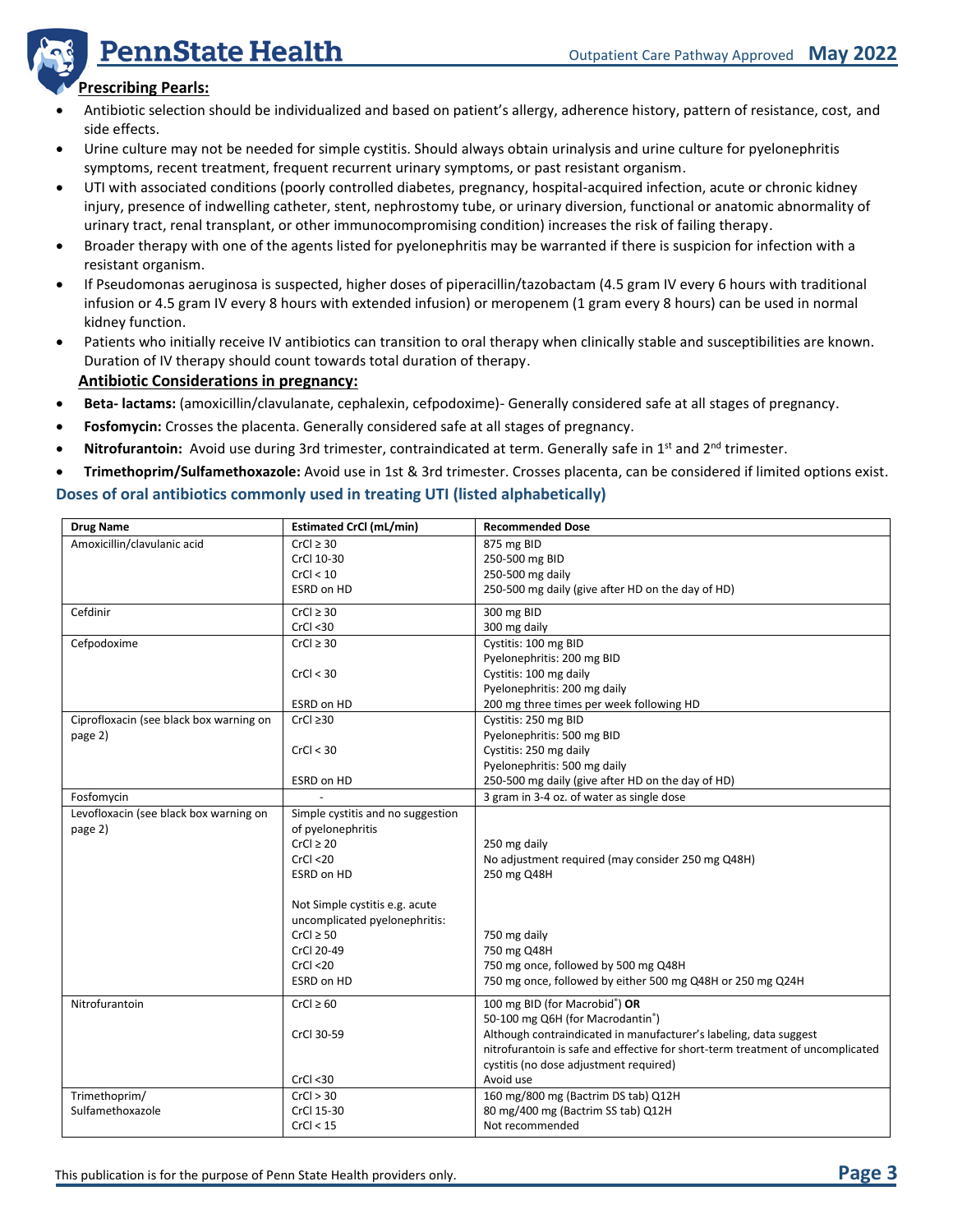## Prescribing Pearls:

- Antibiotic selection should be individualized and based on patient's allergy, adherence history, pattern of resistance, cost, and side effects.
- Urine culture may not be needed for simple cystitis. Should always obtain urinalysis and urine culture for pyelonephritis symptoms, recent treatment, frequent recurrent urinary symptoms, or past resistant organism.
- UTI with associated conditions (poorly controlled diabetes, pregnancy, hospital-acquired infection, acute or chronic kidney injury, presence of indwelling catheter, stent, nephrostomy tube, or urinary diversion, functional or anatomic abnormality of urinary tract, renal transplant, or other immunocompromising condition) increases the risk of failing therapy.
- Broader therapy with one of the agents listed for pyelonephritis may be warranted if there is suspicion for infection with a resistant organism.
- If Pseudomonas aeruginosa is suspected, higher doses of piperacillin/tazobactam (4.5 gram IV every 6 hours with traditional infusion or 4.5 gram IV every 8 hours with extended infusion) or meropenem (1 gram every 8 hours) can be used in normal kidney function.
- Patients who initially receive IV antibiotics can transition to oral therapy when clinically stable and susceptibilities are known. Duration of IV therapy should count towards total duration of therapy.

## Antibiotic Considerations in pregnancy:

- **Beta- lactams:** (amoxicillin/clavulanate, cephalexin, cefpodoxime)- Generally considered safe at all stages of pregnancy.
- **Fosfomycin:** Crosses the placenta. Generally considered safe at all stages of pregnancy.
- **Nitrofurantoin:** Avoid use during 3rd trimester, contraindicated at term. Generally safe in 1st and 2nd trimester.
- **Trimethoprim/Sulfamethoxazole:** Avoid use in 1st & 3rd trimester. Crosses placenta, can be considered if limited options exist.

## Doses of oral antibiotics commonly used in treating UTI (listed alphabetically)

| Drug Name | Estimated CrCl (mL/min) | Recommended Dose |
|---|---|---|
| Amoxicillin/clavulanic acid | CrCl ≥ 30<br>CrCl 10-30<br>CrCl < 10<br>ESRD on HD | 875 mg BID<br>250-500 mg BID<br>250-500 mg daily<br>250-500 mg daily (give after HD on the day of HD) |
| Cefdinir | CrCl ≥ 30<br>CrCl <30 | 300 mg BID<br>300 mg daily |
| Cefpodoxime | CrCl ≥ 30<br><br>CrCl < 30<br><br>ESRD on HD | Cystitis: 100 mg BID<br>Pyelonephritis: 200 mg BID<br>Cystitis: 100 mg daily<br>Pyelonephritis: 200 mg daily<br>200 mg three times per week following HD |
| Ciprofloxacin (see black box warning on page 2) | CrCl ≥30<br><br>CrCl < 30<br><br>ESRD on HD | Cystitis: 250 mg BID<br>Pyelonephritis: 500 mg BID<br>Cystitis: 250 mg daily<br>Pyelonephritis: 500 mg daily<br>250-500 mg daily (give after HD on the day of HD) |
| Fosfomycin | - | 3 gram in 3-4 oz. of water as single dose |
| Levofloxacin (see black box warning on page 2) | Simple cystitis and no suggestion of pyelonephritis<br>CrCl ≥ 20<br>CrCl <20<br>ESRD on HD<br><br>Not Simple cystitis e.g. acute uncomplicated pyelonephritis:<br>CrCl ≥ 50<br>CrCl 20-49<br>CrCl <20<br>ESRD on HD | <br><br>250 mg daily<br>No adjustment required (may consider 250 mg Q48H)<br>250 mg Q48H<br><br><br><br>750 mg daily<br>750 mg Q48H<br>750 mg once, followed by 500 mg Q48H<br>750 mg once, followed by either 500 mg Q48H or 250 mg Q24H |
| Nitrofurantoin | CrCl ≥ 60<br><br>CrCl 30-59<br><br><br>CrCl <30 | 100 mg BID (for Macrobid®) **OR**<br>50-100 mg Q6H (for Macrodantin®)<br>Although contraindicated in manufacturer's labeling, data suggest nitrofurantoin is safe and effective for short-term treatment of uncomplicated cystitis (no dose adjustment required)<br>Avoid use |
| Trimethoprim/ Sulfamethoxazole | CrCl > 30<br>CrCl 15-30<br>CrCl < 15 | 160 mg/800 mg (Bactrim DS tab) Q12H<br>80 mg/400 mg (Bactrim SS tab) Q12H<br>Not recommended |

This publication is for the purpose of Penn State Health providers only.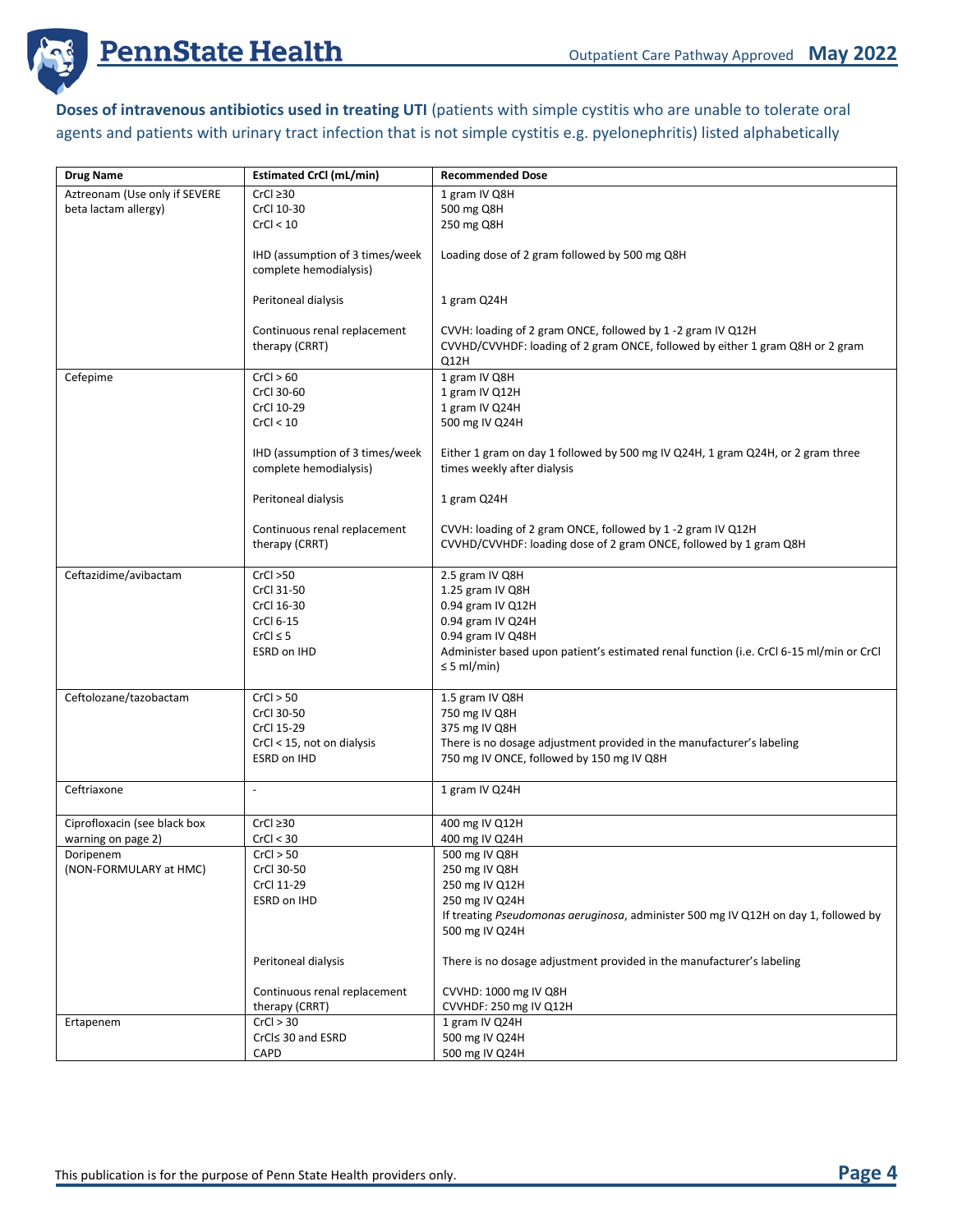**Doses of intravenous antibiotics used in treating UTI** (patients with simple cystitis who are unable to tolerate oral agents and patients with urinary tract infection that is not simple cystitis e.g. pyelonephritis) listed alphabetically

| Drug Name | Estimated CrCl (mL/min) | Recommended Dose |
|---|---|---|
| Aztreonam (Use only if SEVERE beta lactam allergy) | CrCl ≥30<br>CrCl 10-30<br>CrCl < 10<br><br>IHD (assumption of 3 times/week complete hemodialysis)<br><br>Peritoneal dialysis<br><br>Continuous renal replacement therapy (CRRT) | 1 gram IV Q8H<br>500 mg Q8H<br>250 mg Q8H<br><br>Loading dose of 2 gram followed by 500 mg Q8H<br><br>1 gram Q24H<br><br>CVVH: loading of 2 gram ONCE, followed by 1 -2 gram IV Q12H<br>CVVHD/CVVHDF: loading of 2 gram ONCE, followed by either 1 gram Q8H or 2 gram Q12H |
| Cefepime | CrCl > 60<br>CrCl 30-60<br>CrCl 10-29<br>CrCl < 10<br><br>IHD (assumption of 3 times/week complete hemodialysis)<br><br>Peritoneal dialysis<br><br>Continuous renal replacement therapy (CRRT) | 1 gram IV Q8H<br>1 gram IV Q12H<br>1 gram IV Q24H<br>500 mg IV Q24H<br><br>Either 1 gram on day 1 followed by 500 mg IV Q24H, 1 gram Q24H, or 2 gram three times weekly after dialysis<br><br>1 gram Q24H<br><br>CVVH: loading of 2 gram ONCE, followed by 1 -2 gram IV Q12H<br>CVVHD/CVVHDF: loading dose of 2 gram ONCE, followed by 1 gram Q8H |
| Ceftazidime/avibactam | CrCl >50<br>CrCl 31-50<br>CrCl 16-30<br>CrCl 6-15<br>CrCl ≤ 5<br>ESRD on IHD | 2.5 gram IV Q8H<br>1.25 gram IV Q8H<br>0.94 gram IV Q12H<br>0.94 gram IV Q24H<br>0.94 gram IV Q48H<br>Administer based upon patient's estimated renal function (i.e. CrCl 6-15 ml/min or CrCl ≤ 5 ml/min) |
| Ceftolozane/tazobactam | CrCl > 50<br>CrCl 30-50<br>CrCl 15-29<br>CrCl < 15, not on dialysis<br>ESRD on IHD | 1.5 gram IV Q8H<br>750 mg IV Q8H<br>375 mg IV Q8H<br>There is no dosage adjustment provided in the manufacturer's labeling<br>750 mg IV ONCE, followed by 150 mg IV Q8H |
| Ceftriaxone | - | 1 gram IV Q24H |
| Ciprofloxacin (see black box warning on page 2) | CrCl ≥30<br>CrCl < 30 | 400 mg IV Q12H<br>400 mg IV Q24H |
| Doripenem (NON-FORMULARY at HMC) | CrCl > 50<br>CrCl 30-50<br>CrCl 11-29<br>ESRD on IHD<br><br>Peritoneal dialysis<br><br>Continuous renal replacement therapy (CRRT) | 500 mg IV Q8H<br>250 mg IV Q8H<br>250 mg IV Q12H<br>250 mg IV Q24H<br>If treating *Pseudomonas aeruginosa*, administer 500 mg IV Q12H on day 1, followed by 500 mg IV Q24H<br><br>There is no dosage adjustment provided in the manufacturer's labeling<br><br>CVVHD: 1000 mg IV Q8H<br>CVVHDF: 250 mg IV Q12H |
| Ertapenem | CrCl > 30<br>CrCl≤ 30 and ESRD<br>CAPD | 1 gram IV Q24H<br>500 mg IV Q24H<br>500 mg IV Q24H |

This publication is for the purpose of Penn State Health providers only.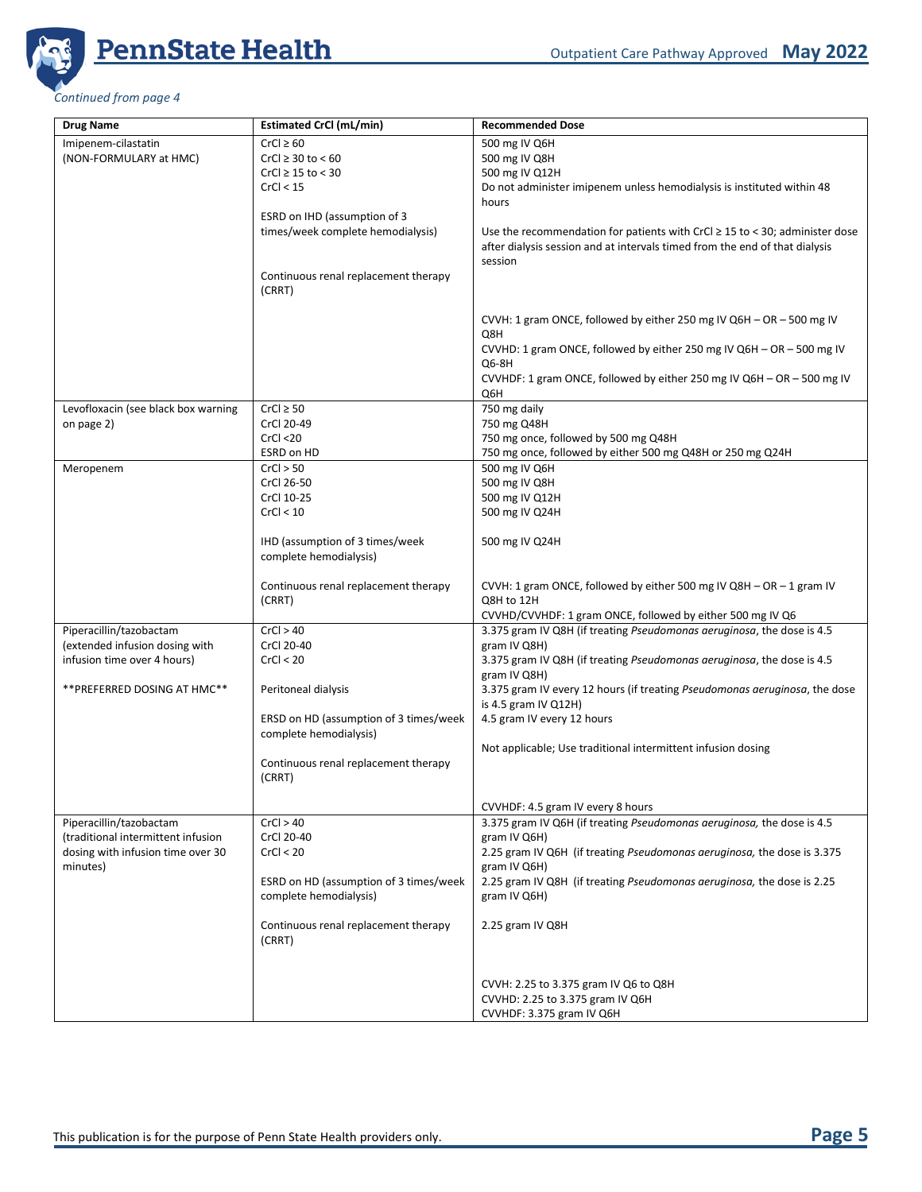*Continued from page 4*

| Drug Name | Estimated CrCl (mL/min) | Recommended Dose |
|---|---|---|
| Imipenem-cilastatin<br>(NON-FORMULARY at HMC) | CrCl ≥ 60<br>CrCl ≥ 30 to < 60<br>CrCl ≥ 15 to < 30<br>CrCl < 15<br><br>ESRD on IHD (assumption of 3 times/week complete hemodialysis)<br><br>Continuous renal replacement therapy (CRRT) | 500 mg IV Q6H<br>500 mg IV Q8H<br>500 mg IV Q12H<br>Do not administer imipenem unless hemodialysis is instituted within 48 hours<br><br>Use the recommendation for patients with CrCl ≥ 15 to < 30; administer dose after dialysis session and at intervals timed from the end of that dialysis session<br><br>CVVH: 1 gram ONCE, followed by either 250 mg IV Q6H – OR – 500 mg IV Q8H<br>CVVHD: 1 gram ONCE, followed by either 250 mg IV Q6H – OR – 500 mg IV Q6-8H<br>CVVHDF: 1 gram ONCE, followed by either 250 mg IV Q6H – OR – 500 mg IV Q6H |
| Levofloxacin (see black box warning on page 2) | CrCl ≥ 50<br>CrCl 20-49<br>CrCl <20<br>ESRD on HD | 750 mg daily<br>750 mg Q48H<br>750 mg once, followed by 500 mg Q48H<br>750 mg once, followed by either 500 mg Q48H or 250 mg Q24H |
| Meropenem | CrCl > 50<br>CrCl 26-50<br>CrCl 10-25<br>CrCl < 10<br><br>IHD (assumption of 3 times/week complete hemodialysis)<br><br>Continuous renal replacement therapy (CRRT) | 500 mg IV Q6H<br>500 mg IV Q8H<br>500 mg IV Q12H<br>500 mg IV Q24H<br><br>500 mg IV Q24H<br><br>CVVH: 1 gram ONCE, followed by either 500 mg IV Q8H – OR – 1 gram IV Q8H to 12H<br>CVVHD/CVVHDF: 1 gram ONCE, followed by either 500 mg IV Q6 |
| Piperacillin/tazobactam (extended infusion dosing with infusion time over 4 hours)<br><br>**PREFERRED DOSING AT HMC** | CrCl > 40<br>CrCl 20-40<br>CrCl < 20<br><br>Peritoneal dialysis<br><br>ERSD on HD (assumption of 3 times/week complete hemodialysis)<br><br>Continuous renal replacement therapy (CRRT) | 3.375 gram IV Q8H (if treating *Pseudomonas aeruginosa*, the dose is 4.5 gram IV Q8H)<br>3.375 gram IV Q8H (if treating *Pseudomonas aeruginosa*, the dose is 4.5 gram IV Q8H)<br>3.375 gram IV every 12 hours (if treating *Pseudomonas aeruginosa*, the dose is 4.5 gram IV Q12H)<br>4.5 gram IV every 12 hours<br><br>Not applicable; Use traditional intermittent infusion dosing<br><br>CVVHDF: 4.5 gram IV every 8 hours |
| Piperacillin/tazobactam (traditional intermittent infusion dosing with infusion time over 30 minutes) | CrCl > 40<br>CrCl 20-40<br>CrCl < 20<br><br>ESRD on HD (assumption of 3 times/week complete hemodialysis)<br><br>Continuous renal replacement therapy (CRRT) | 3.375 gram IV Q6H (if treating *Pseudomonas aeruginosa,* the dose is 4.5 gram IV Q6H)<br>2.25 gram IV Q6H (if treating *Pseudomonas aeruginosa,* the dose is 3.375 gram IV Q6H)<br>2.25 gram IV Q8H (if treating *Pseudomonas aeruginosa,* the dose is 2.25 gram IV Q6H)<br><br>2.25 gram IV Q8H<br><br>CVVH: 2.25 to 3.375 gram IV Q6 to Q8H<br>CVVHD: 2.25 to 3.375 gram IV Q6H<br>CVVHDF: 3.375 gram IV Q6H |

This publication is for the purpose of Penn State Health providers only.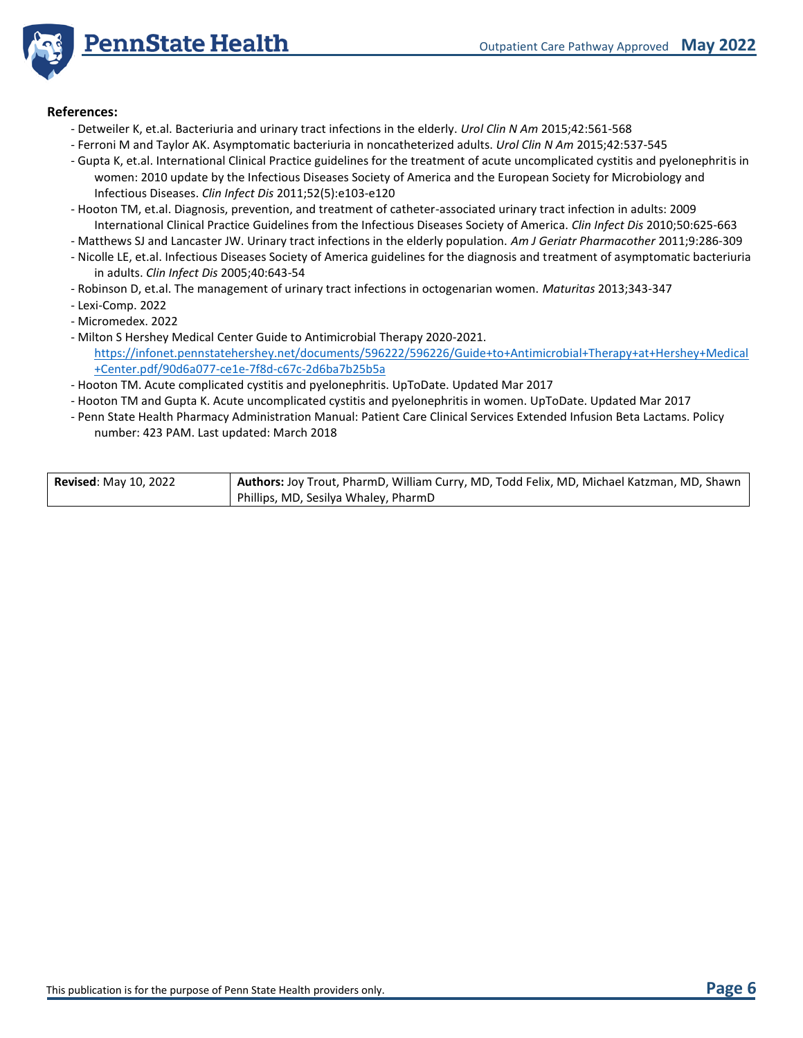**References:**

- Detweiler K, et.al. Bacteriuria and urinary tract infections in the elderly. *Urol Clin N Am* 2015;42:561-568
- Ferroni M and Taylor AK. Asymptomatic bacteriuria in noncatheterized adults. *Urol Clin N Am* 2015;42:537-545
- Gupta K, et.al. International Clinical Practice guidelines for the treatment of acute uncomplicated cystitis and pyelonephritis in women: 2010 update by the Infectious Diseases Society of America and the European Society for Microbiology and Infectious Diseases. *Clin Infect Dis* 2011;52(5):e103-e120
- Hooton TM, et.al. Diagnosis, prevention, and treatment of catheter-associated urinary tract infection in adults: 2009 International Clinical Practice Guidelines from the Infectious Diseases Society of America. *Clin Infect Dis* 2010;50:625-663
- Matthews SJ and Lancaster JW. Urinary tract infections in the elderly population. *Am J Geriatr Pharmacother* 2011;9:286-309
- Nicolle LE, et.al. Infectious Diseases Society of America guidelines for the diagnosis and treatment of asymptomatic bacteriuria in adults. *Clin Infect Dis* 2005;40:643-54
- Robinson D, et.al. The management of urinary tract infections in octogenarian women. *Maturitas* 2013;343-347
- Lexi-Comp. 2022
- Micromedex. 2022
- Milton S Hershey Medical Center Guide to Antimicrobial Therapy 2020-2021. https://infonet.pennstatehershey.net/documents/596222/596226/Guide+to+Antimicrobial+Therapy+at+Hershey+Medical+Center.pdf/90d6a077-ce1e-7f8d-c67c-2d6ba7b25b5a
- Hooton TM. Acute complicated cystitis and pyelonephritis. UpToDate. Updated Mar 2017
- Hooton TM and Gupta K. Acute uncomplicated cystitis and pyelonephritis in women. UpToDate. Updated Mar 2017
- Penn State Health Pharmacy Administration Manual: Patient Care Clinical Services Extended Infusion Beta Lactams. Policy number: 423 PAM. Last updated: March 2018

| | |
|---|---|
| **Revised**: May 10, 2022 | **Authors:** Joy Trout, PharmD, William Curry, MD, Todd Felix, MD, Michael Katzman, MD, Shawn Phillips, MD, Sesilya Whaley, PharmD |

This publication is for the purpose of Penn State Health providers only.